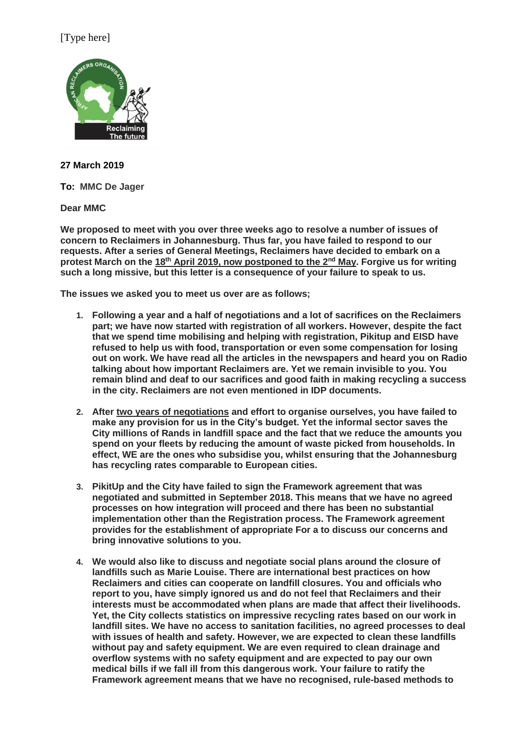[Type here]

**27 March 2019**

**To: MMC De Jager**

**Dear MMC**

**We proposed to meet with you over three weeks ago to resolve a number of issues of concern to Reclaimers in Johannesburg. Thus far, you have failed to respond to our requests. After a series of General Meetings, Reclaimers have decided to embark on a protest March on the 18th April 2019, now postponed to the 2nd May. Forgive us for writing such a long missive, but this letter is a consequence of your failure to speak to us.**

**The issues we asked you to meet us over are as follows;**

1. **Following a year and a half of negotiations and a lot of sacrifices on the Reclaimers part; we have now started with registration of all workers. However, despite the fact that we spend time mobilising and helping with registration, Pikitup and EISD have refused to help us with food, transportation or even some compensation for losing out on work. We have read all the articles in the newspapers and heard you on Radio talking about how important Reclaimers are. Yet we remain invisible to you. You remain blind and deaf to our sacrifices and good faith in making recycling a success in the city. Reclaimers are not even mentioned in IDP documents.**

2. **After two years of negotiations and effort to organise ourselves, you have failed to make any provision for us in the City's budget. Yet the informal sector saves the City millions of Rands in landfill space and the fact that we reduce the amounts you spend on your fleets by reducing the amount of waste picked from households. In effect, WE are the ones who subsidise you, whilst ensuring that the Johannesburg has recycling rates comparable to European cities.**

3. **PikitUp and the City have failed to sign the Framework agreement that was negotiated and submitted in September 2018. This means that we have no agreed processes on how integration will proceed and there has been no substantial implementation other than the Registration process. The Framework agreement provides for the establishment of appropriate For a to discuss our concerns and bring innovative solutions to you.**

4. **We would also like to discuss and negotiate social plans around the closure of landfills such as Marie Louise. There are international best practices on how Reclaimers and cities can cooperate on landfill closures. You and officials who report to you, have simply ignored us and do not feel that Reclaimers and their interests must be accommodated when plans are made that affect their livelihoods. Yet, the City collects statistics on impressive recycling rates based on our work in landfill sites. We have no access to sanitation facilities, no agreed processes to deal with issues of health and safety. However, we are expected to clean these landfills without pay and safety equipment. We are even required to clean drainage and overflow systems with no safety equipment and are expected to pay our own medical bills if we fall ill from this dangerous work. Your failure to ratify the Framework agreement means that we have no recognised, rule-based methods to**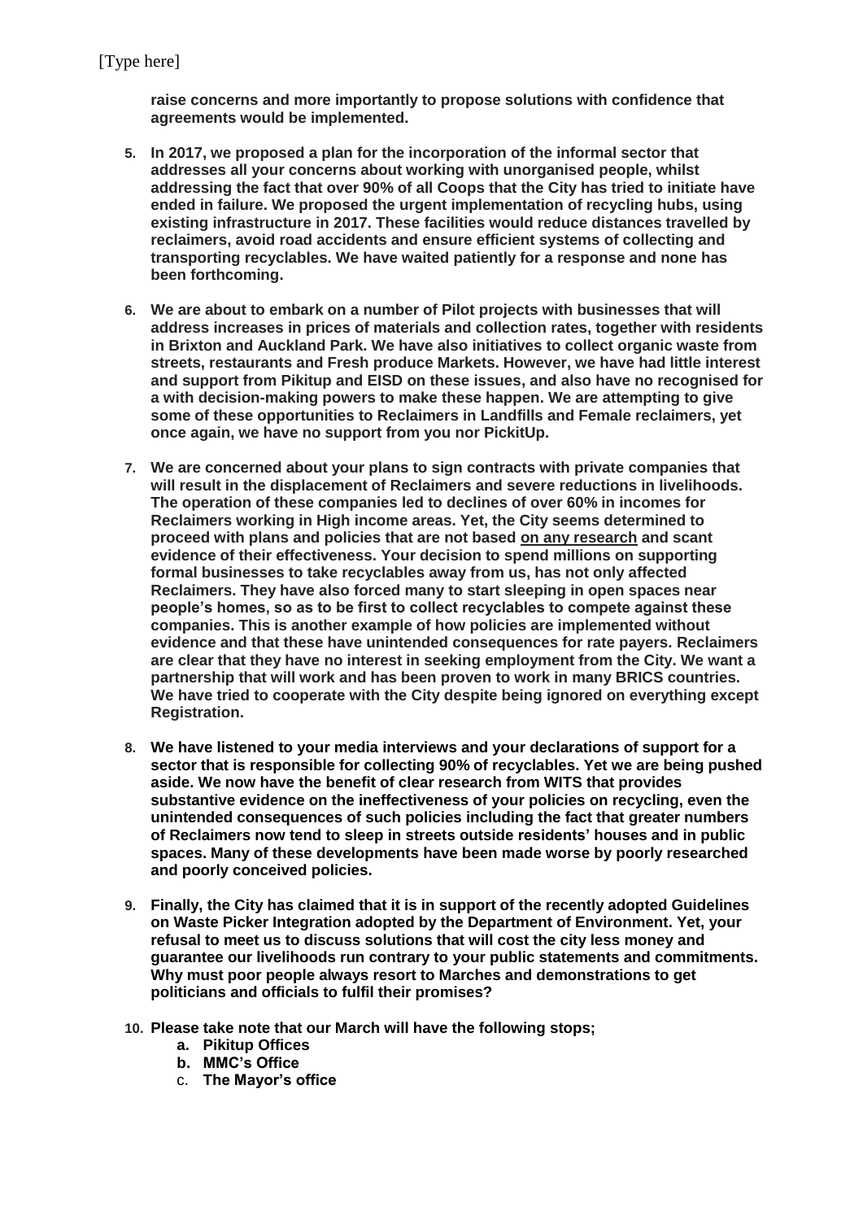**raise concerns and more importantly to propose solutions with confidence that agreements would be implemented.**

5. **In 2017, we proposed a plan for the incorporation of the informal sector that addresses all your concerns about working with unorganised people, whilst addressing the fact that over 90% of all Coops that the City has tried to initiate have ended in failure. We proposed the urgent implementation of recycling hubs, using existing infrastructure in 2017. These facilities would reduce distances travelled by reclaimers, avoid road accidents and ensure efficient systems of collecting and transporting recyclables. We have waited patiently for a response and none has been forthcoming.**

6. **We are about to embark on a number of Pilot projects with businesses that will address increases in prices of materials and collection rates, together with residents in Brixton and Auckland Park. We have also initiatives to collect organic waste from streets, restaurants and Fresh produce Markets. However, we have had little interest and support from Pikitup and EISD on these issues, and also have no recognised for a with decision-making powers to make these happen. We are attempting to give some of these opportunities to Reclaimers in Landfills and Female reclaimers, yet once again, we have no support from you nor PickitUp.**

7. **We are concerned about your plans to sign contracts with private companies that will result in the displacement of Reclaimers and severe reductions in livelihoods. The operation of these companies led to declines of over 60% in incomes for Reclaimers working in High income areas. Yet, the City seems determined to proceed with plans and policies that are not based <u>on any research</u> and scant evidence of their effectiveness. Your decision to spend millions on supporting formal businesses to take recyclables away from us, has not only affected Reclaimers. They have also forced many to start sleeping in open spaces near people's homes, so as to be first to collect recyclables to compete against these companies. This is another example of how policies are implemented without evidence and that these have unintended consequences for rate payers. Reclaimers are clear that they have no interest in seeking employment from the City. We want a partnership that will work and has been proven to work in many BRICS countries. We have tried to cooperate with the City despite being ignored on everything except Registration.**

8. **We have listened to your media interviews and your declarations of support for a sector that is responsible for collecting 90% of recyclables. Yet we are being pushed aside. We now have the benefit of clear research from WITS that provides substantive evidence on the ineffectiveness of your policies on recycling, even the unintended consequences of such policies including the fact that greater numbers of Reclaimers now tend to sleep in streets outside residents' houses and in public spaces. Many of these developments have been made worse by poorly researched and poorly conceived policies.**

9. **Finally, the City has claimed that it is in support of the recently adopted Guidelines on Waste Picker Integration adopted by the Department of Environment. Yet, your refusal to meet us to discuss solutions that will cost the city less money and guarantee our livelihoods run contrary to your public statements and commitments. Why must poor people always resort to Marches and demonstrations to get politicians and officials to fulfil their promises?**

10. **Please take note that our March will have the following stops;**
    a. **Pikitup Offices**
    b. **MMC's Office**
    c. **The Mayor's office**